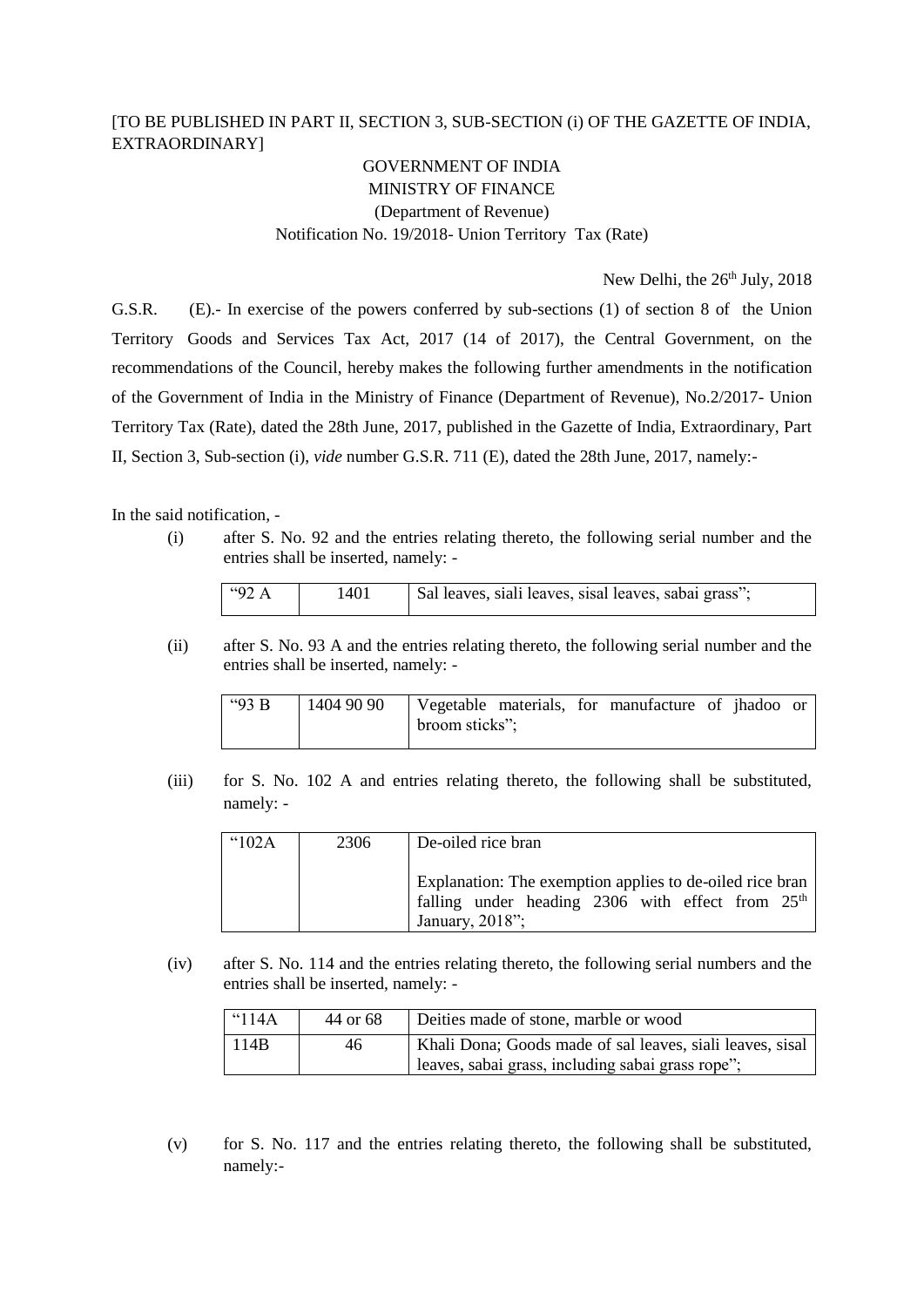[TO BE PUBLISHED IN PART II, SECTION 3, SUB-SECTION (i) OF THE GAZETTE OF INDIA, EXTRAORDINARY]

GOVERNMENT OF INDIA
MINISTRY OF FINANCE
(Department of Revenue)
Notification No. 19/2018- Union Territory Tax (Rate)

New Delhi, the 26th July, 2018

G.S.R. (E).- In exercise of the powers conferred by sub-sections (1) of section 8 of the Union Territory Goods and Services Tax Act, 2017 (14 of 2017), the Central Government, on the recommendations of the Council, hereby makes the following further amendments in the notification of the Government of India in the Ministry of Finance (Department of Revenue), No.2/2017- Union Territory Tax (Rate), dated the 28th June, 2017, published in the Gazette of India, Extraordinary, Part II, Section 3, Sub-section (i), *vide* number G.S.R. 711 (E), dated the 28th June, 2017, namely:-

In the said notification, -

(i) after S. No. 92 and the entries relating thereto, the following serial number and the entries shall be inserted, namely: -

| "92 A | 1401 | Sal leaves, siali leaves, sisal leaves, sabai grass"; |
|---|---|---|

(ii) after S. No. 93 A and the entries relating thereto, the following serial number and the entries shall be inserted, namely: -

| "93 B | 1404 90 90 | Vegetable materials, for manufacture of jhadoo or broom sticks"; |
|---|---|---|

(iii) for S. No. 102 A and entries relating thereto, the following shall be substituted, namely: -

| "102A | 2306 | De-oiled rice bran<br><br>Explanation: The exemption applies to de-oiled rice bran falling under heading 2306 with effect from 25th January, 2018"; |
|---|---|---|

(iv) after S. No. 114 and the entries relating thereto, the following serial numbers and the entries shall be inserted, namely: -

| "114A | 44 or 68 | Deities made of stone, marble or wood |
|---|---|---|
| 114B | 46 | Khali Dona; Goods made of sal leaves, siali leaves, sisal leaves, sabai grass, including sabai grass rope"; |

(v) for S. No. 117 and the entries relating thereto, the following shall be substituted, namely:-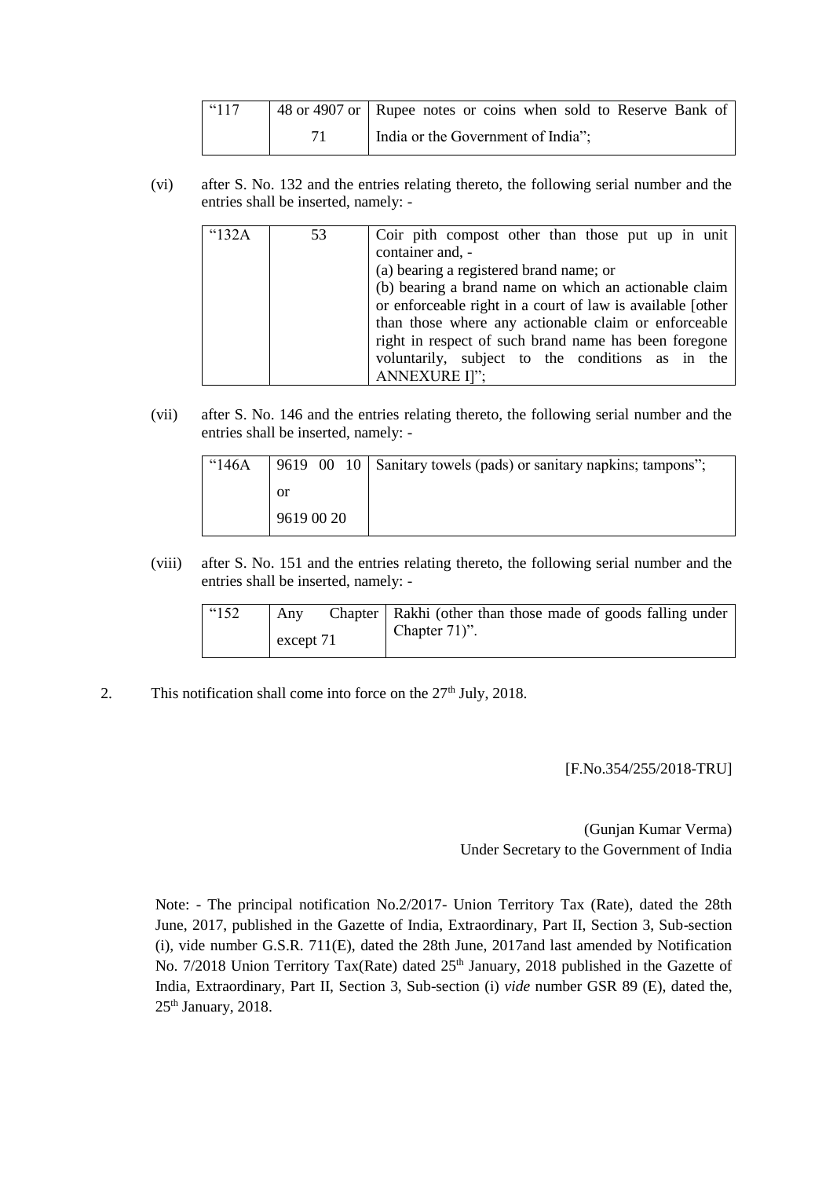| | | |
|---|---|---|
| "117 | 48 or 4907 or 71 | Rupee notes or coins when sold to Reserve Bank of India or the Government of India"; |

(vi) after S. No. 132 and the entries relating thereto, the following serial number and the entries shall be inserted, namely: -

| | | |
|---|---|---|
| "132A | 53 | Coir pith compost other than those put up in unit container and, -<br>(a) bearing a registered brand name; or<br>(b) bearing a brand name on which an actionable claim or enforceable right in a court of law is available [other than those where any actionable claim or enforceable right in respect of such brand name has been foregone voluntarily, subject to the conditions as in the ANNEXURE I]"; |

(vii) after S. No. 146 and the entries relating thereto, the following serial number and the entries shall be inserted, namely: -

| | | |
|---|---|---|
| "146A | 9619 00 10 or 9619 00 20 | Sanitary towels (pads) or sanitary napkins; tampons"; |

(viii) after S. No. 151 and the entries relating thereto, the following serial number and the entries shall be inserted, namely: -

| | | |
|---|---|---|
| "152 | Any Chapter except 71 | Rakhi (other than those made of goods falling under Chapter 71)". |

2. This notification shall come into force on the 27th July, 2018.

[F.No.354/255/2018-TRU]

(Gunjan Kumar Verma)
Under Secretary to the Government of India

Note: - The principal notification No.2/2017- Union Territory Tax (Rate), dated the 28th June, 2017, published in the Gazette of India, Extraordinary, Part II, Section 3, Sub-section (i), vide number G.S.R. 711(E), dated the 28th June, 2017and last amended by Notification No. 7/2018 Union Territory Tax(Rate) dated 25th January, 2018 published in the Gazette of India, Extraordinary, Part II, Section 3, Sub-section (i) *vide* number GSR 89 (E), dated the, 25th January, 2018.